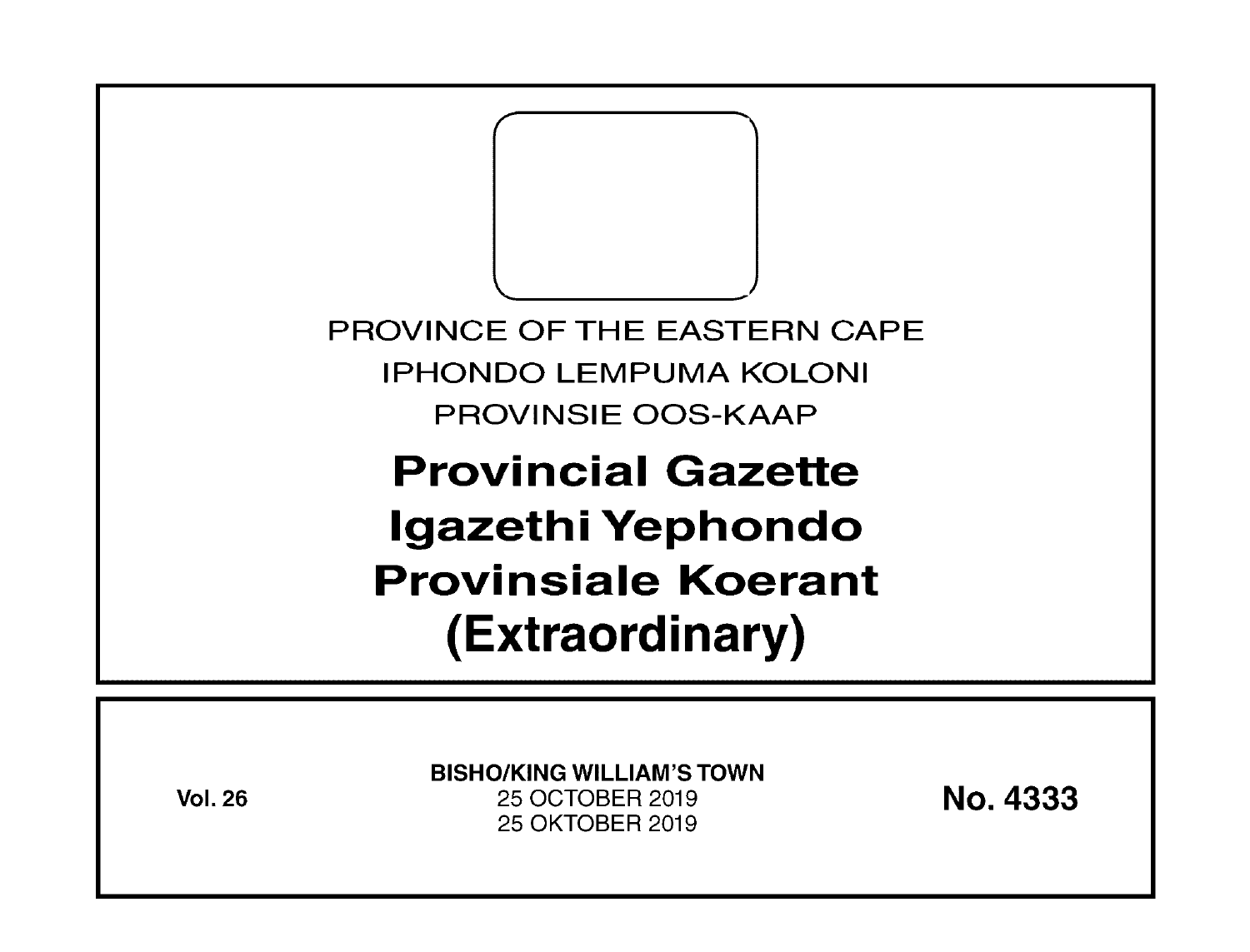PROVINCE OF THE EASTERN CAPE

IPHONDO LEMPUMA KOLONI

PROVINSIE OOS-KAAP

# Provincial Gazette
# Igazethi Yephondo
# Provinsiale Koerant
# (Extraordinary)

**Vol. 26**

**BISHO/KING WILLIAM'S TOWN**
25 OCTOBER 2019
25 OKTOBER 2019

**No. 4333**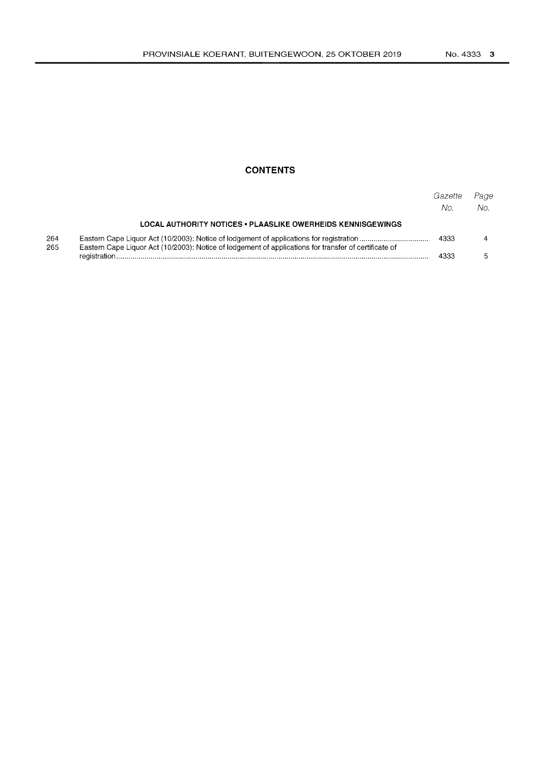## CONTENTS

| | | Gazette No. | Page No. |
|---|---|---|---|
| | **LOCAL AUTHORITY NOTICES • PLAASLIKE OWERHEIDS KENNISGEWINGS** | | |
| 264 | Eastern Cape Liquor Act (10/2003): Notice of lodgement of applications for registration | 4333 | 4 |
| 265 | Eastern Cape Liquor Act (10/2003): Notice of lodgement of applications for transfer of certificate of registration | 4333 | 5 |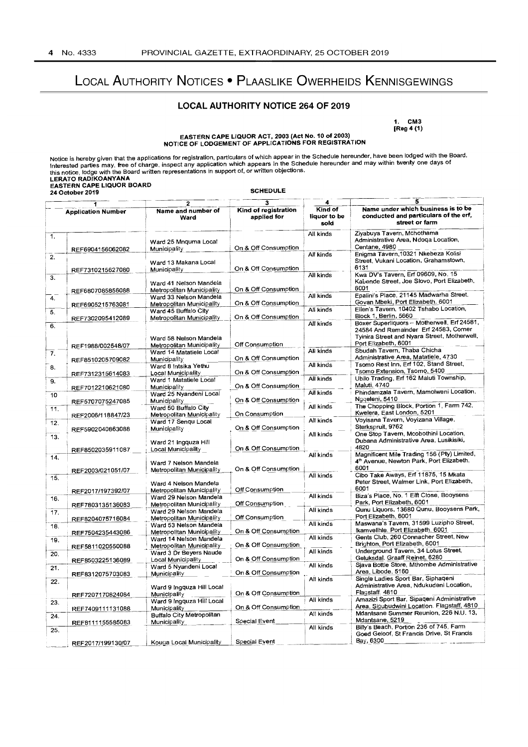# Local Authority Notices • Plaaslike Owerheids Kennisgewings

## LOCAL AUTHORITY NOTICE 264 OF 2019

1. CM3
[Reg 4 (1)

**EASTERN CAPE LIQUOR ACT, 2003 (Act No. 10 of 2003)**
**NOTICE OF LODGEMENT OF APPLICATIONS FOR REGISTRATION**

Notice is hereby given that the applications for registration, particulars of which appear in the Schedule hereunder, have been lodged with the Board. Interested parties may, free of charge, inspect any application which appears in the Schedule hereunder and may within twenty one days of this notice, lodge with the Board written representations in support of, or written objections.

**LERATO RADIKOANYANA**
**EASTERN CAPE LIQUOR BOARD**
**24 October 2019**

**SCHEDULE**

| 1 | | 2 | 3 | 4 | 5 |
|---|---|---|---|---|---|
| **Application Number** | | **Name and number of Ward** | **Kind of registration applied for** | **Kind of liquor to be sold** | **Name under which business is to be conducted and particulars of the erf, street or farm** |
| 1. | REF6904156062082 | Ward 25 Mnquma Local Municipality | On & Off Consumption | All kinds | Ziyabuya Tavern, Mchothama Administrative Area, Ndoqa Location, Centane, 4980 |
| 2. | REF7310215627080 | Ward 13 Makana Local Municipality | On & Off Consumption | All kinds | Enigma Tavern,10321 Nkebeza Kolisi Street, Vukani Location, Grahamstown, 6131 |
| 3. | REF6807085856088 | Ward 41 Nelson Mandela Metropolitan Municipality | On & Off Consumption | All kinds | Kwa DV's Tavern, Erf 09609, No. 15 Kabende Street, Joe Slovo, Port Elizabeth, 6001 |
| 4. | REF6905215763081 | Ward 33 Nelson Mandela Metropolitan Municipality | On & Off Consumption | All kinds | Epalini's Place, 21145 Madwarha Street, Govan Mbeki, Port Elizabeth, 6001 |
| 5. | REF7302095412089 | Ward 45 Buffalo City Metropolitan Municipality | On & Off Consumption | All kinds | Ellen's Tavern, 10402 Tshabo Location, Block 1, Berlin, 5660 |
| 6. | REF1988/002548/07 | Ward 58 Nelson Mandela Metropolitan Municipality | Off Consumption | All kinds | Boxer Superliquors – Motherwell, Erf 24581, 24584 And Remainder Erf 24583, Corner Tyinira Street and Nyara Street, Motherwell, Port Elizabeth, 6001 |
| 7. | REF8510205709082 | Ward 14 Matatiele Local Municipality | On & Off Consumption | All kinds | Sbudah Tavern, Thaba Chicha Administrative Area, Matatiele, 4730 |
| 8. | REF7312315614083 | Ward 8 Intsika Yethu Local Municipality | On & Off Consumption | All kinds | Tsomo Rest Inn, Erf 102, Stand Street, Tsomo Extension, Tsomo, 5400 |
| 9. | REF7012210621080 | Ward 1 Matatiele Local Municipality | On & Off Consumption | All kinds | Ubilo Trading, Erf 162 Maluti Township, Maluti, 4740 |
| 10 | REF5707075247085 | Ward 25 Nyandeni Local Municipality | On & Off Consumption | All kinds | Phindamzala Tavern, Mamolweni Location, Ngqeleni, 5410 |
| 11. | REF2006/118847/23 | Ward 50 Buffalo City Metropolitan Municipality | On Consumption | All kinds | The Chopping Block, Portion 1, Farm 742, Kwelera, East London, 5201 |
| 12. | REF5902040863088 | Ward 17 Senqu Local Municipality | On & Off Consumption | All kinds | Voyisana Tavern, Voyizana Village, Sterkspruit, 9762 |
| 13. | REF8502035911087 | Ward 21 Ingquza Hill Local Municipality | On & Off Consumption | All kinds | One Stop Tavern, Mcobothini Location, Dubana Administrative Area, Lusikisiki, 4820 |
| 14. | REF2003/021051/07 | Ward 7 Nelson Mandela Metropolitan Municipality | On & Off Consumption | All kinds | Magnificent Mile Trading 156 (Pty) Limited, 4th Avenue, Newton Park, Port Elizabeth, 6001 |
| 15. | REF2017/197392/07 | Ward 4 Nelson Mandela Metropolitan Municipality | Off Consumption | All kinds | Cibo Take Aways, Erf 11875, 15 Mkata Peter Street, Walmer Link, Port Elizabeth, 6001 |
| 16. | REF7803135136083 | Ward 29 Nelson Mandela Metropolitan Municipality | Off Consumption | All kinds | Biza's Place, No. 1 Elft Close, Booysens Park, Port Elizabeth, 6001 |
| 17. | REF8204075716084 | Ward 29 Nelson Mandela Metropolitan Municipality | Off Consumption | All kinds | Qunu Liquors, 13680 Qunu, Booysens Park, Port Elizabeth, 6001 |
| 18. | REF7504235443086 | Ward 53 Nelson Mandela Metropolitan Municipality | On & Off Consumption | All kinds | Maswana's Tavern, 31599 Luzipho Street, Ikamvelihle, Port Elizabeth, 6001 |
| 19. | REF5811020550088 | Ward 14 Nelson Mandela Metropolitan Municipality | On & Off Consumption | All kinds | Gents Club, 260 Connacher Street, New Brighton, Port Elizabeth, 6001 |
| 20. | REF8503225136089 | Ward 3 Dr Beyers Naude Local Municipality | On & Off Consumption | All kinds | Underground Tavern, 34 Lotus Street, Geluksdal, Graaff Reinet, 6280 |
| 21. | REF8312075703083 | Ward 5 Nyandeni Local Municipality | On & Off Consumption | All kinds | Sjava Bottle Store, Mthombe Administrative Area, Libode, 5160 |
| 22. | REF7207170824084 | Ward 9 Ingquza Hill Local Municipality | On & Off Consumption | All kinds | Single Ladies Sport Bar, Siphaqeni Administrative Area, Ndukudeni Location, Flagstaff, 4810 |
| 23. | REF7409111131088 | Ward 9 Ingquza Hill Local Municipality | On & Off Consumption | All kinds | Amazizi Sport Bar, Sipaqeni Administrative Area, Sigubudwini Location, Flagstaff, 4810 |
| 24. | REF8111155585083 | Buffalo City Metropolitan Municipality | Special Event | All kinds | Mdantsane Summer Reunion, 226 N.U. 13, Mdantsane, 5219 |
| 25. | REF2017/199130/07 | Kouga Local Municipality | Special Event | All kinds | Billy's Beach, Portion 236 of 745, Farm Goed Geloof, St Francis Drive, St Francis Bay, 6300 |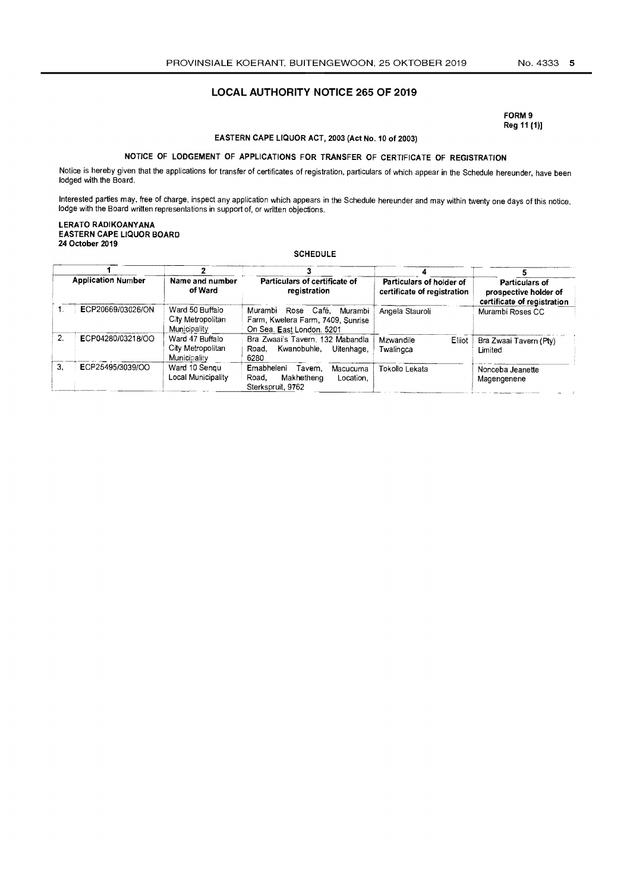## LOCAL AUTHORITY NOTICE 265 OF 2019

**FORM 9**
**Reg 11 (1)]**

**EASTERN CAPE LIQUOR ACT, 2003 (Act No. 10 of 2003)**

**NOTICE OF LODGEMENT OF APPLICATIONS FOR TRANSFER OF CERTIFICATE OF REGISTRATION**

Notice is hereby given that the applications for transfer of certificates of registration, particulars of which appear in the Schedule hereunder, have been lodged with the Board.

Interested parties may, free of charge, inspect any application which appears in the Schedule hereunder and may within twenty one days of this notice, lodge with the Board written representations in support of, or written objections.

**LERATO RADIKOANYANA**
**EASTERN CAPE LIQUOR BOARD**
**24 October 2019**

**SCHEDULE**

| | 1 | 2 | 3 | 4 | 5 |
|---|---|---|---|---|---|
| | **Application Number** | **Name and number of Ward** | **Particulars of certificate of registration** | **Particulars of holder of certificate of registration** | **Particulars of prospective holder of certificate of registration** |
| 1. | ECP20669/03026/ON | Ward 50 Buffalo City Metropolitan Municipality | Murambi Rose Café, Murambi Farm, Kwelera Farm, 7409, Sunrise On Sea, East London, 5201 | Angela Stauroli | Murambi Roses CC |
| 2. | ECP04280/03218/OO | Ward 47 Buffalo City Metropolitan Municipality | Bra Zwaai's Tavern, 132 Mabandla Road, Kwanobuhle, Uitenhage, 6280 | Mzwandile Elliot Twalingca | Bra Zwaai Tavern (Pty) Limited |
| 3. | ECP25495/3039/OO | Ward 10 Senqu Local Municipality | Emabheleni Tavern, Macucuma Road, Makhetheng Location, Sterkspruit, 9762 | Tokollo Lekata | Nonceba Jeanette Magengenene |